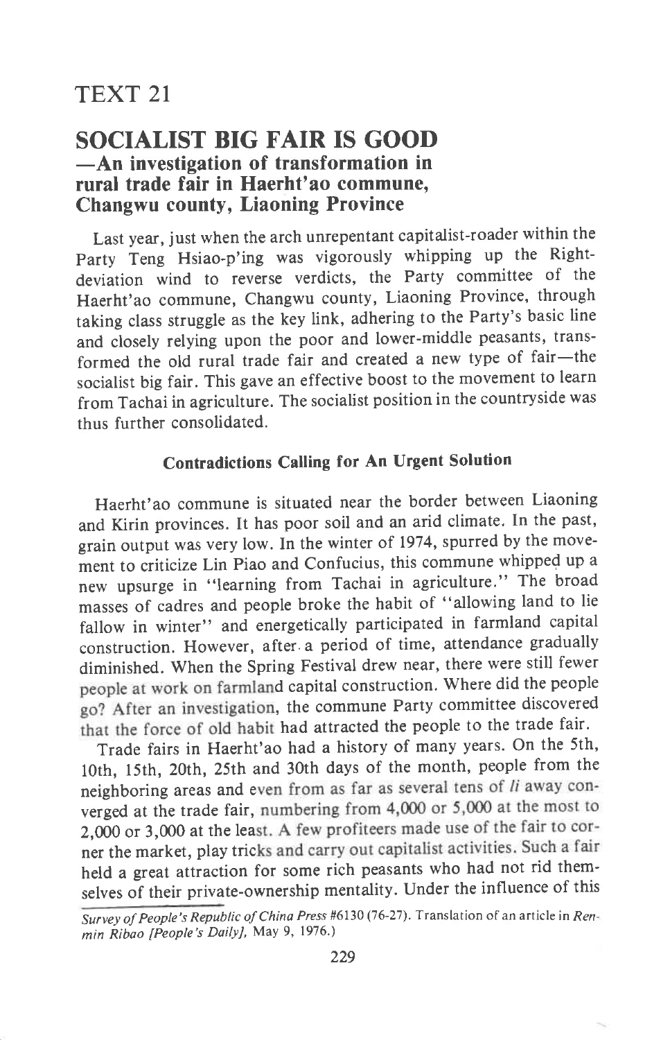# TEXT 21

## SOCIALIST BIG FAIR IS GOOD
### —An investigation of transformation in rural trade fair in Haerht'ao commune, Changwu county, Liaoning Province

Last year, just when the arch unrepentant capitalist-roader within the Party Teng Hsiao-p'ing was vigorously whipping up the Right-deviation wind to reverse verdicts, the Party committee of the Haerht'ao commune, Changwu county, Liaoning Province, through taking class struggle as the key link, adhering to the Party's basic line and closely relying upon the poor and lower-middle peasants, transformed the old rural trade fair and created a new type of fair—the socialist big fair. This gave an effective boost to the movement to learn from Tachai in agriculture. The socialist position in the countryside was thus further consolidated.

#### Contradictions Calling for An Urgent Solution

Haerht'ao commune is situated near the border between Liaoning and Kirin provinces. It has poor soil and an arid climate. In the past, grain output was very low. In the winter of 1974, spurred by the movement to criticize Lin Piao and Confucius, this commune whipped up a new upsurge in "learning from Tachai in agriculture." The broad masses of cadres and people broke the habit of "allowing land to lie fallow in winter" and energetically participated in farmland capital construction. However, after a period of time, attendance gradually diminished. When the Spring Festival drew near, there were still fewer people at work on farmland capital construction. Where did the people go? After an investigation, the commune Party committee discovered that the force of old habit had attracted the people to the trade fair.

Trade fairs in Haerht'ao had a history of many years. On the 5th, 10th, 15th, 20th, 25th and 30th days of the month, people from the neighboring areas and even from as far as several tens of *li* away converged at the trade fair, numbering from 4,000 or 5,000 at the most to 2,000 or 3,000 at the least. A few profiteers made use of the fair to corner the market, play tricks and carry out capitalist activities. Such a fair held a great attraction for some rich peasants who had not rid themselves of their private-ownership mentality. Under the influence of this

*Survey of People's Republic of China Press* #6130 (76-27). Translation of an article in *Renmin Ribao [People's Daily]*, May 9, 1976.)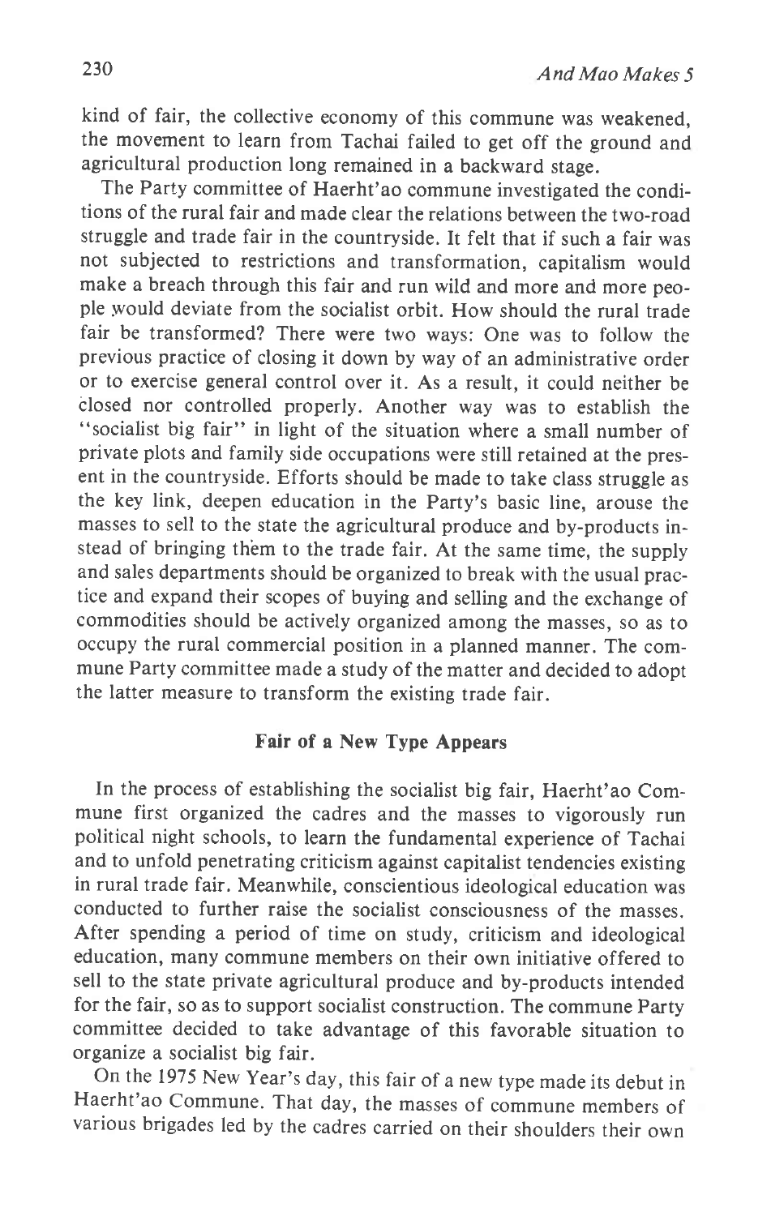kind of fair, the collective economy of this commune was weakened, the movement to learn from Tachai failed to get off the ground and agricultural production long remained in a backward stage.

The Party committee of Haerht'ao commune investigated the conditions of the rural fair and made clear the relations between the two-road struggle and trade fair in the countryside. It felt that if such a fair was not subjected to restrictions and transformation, capitalism would make a breach through this fair and run wild and more and more people would deviate from the socialist orbit. How should the rural trade fair be transformed? There were two ways: One was to follow the previous practice of closing it down by way of an administrative order or to exercise general control over it. As a result, it could neither be closed nor controlled properly. Another way was to establish the "socialist big fair" in light of the situation where a small number of private plots and family side occupations were still retained at the present in the countryside. Efforts should be made to take class struggle as the key link, deepen education in the Party's basic line, arouse the masses to sell to the state the agricultural produce and by-products instead of bringing them to the trade fair. At the same time, the supply and sales departments should be organized to break with the usual practice and expand their scopes of buying and selling and the exchange of commodities should be actively organized among the masses, so as to occupy the rural commercial position in a planned manner. The commune Party committee made a study of the matter and decided to adopt the latter measure to transform the existing trade fair.

**Fair of a New Type Appears**

In the process of establishing the socialist big fair, Haerht'ao Commune first organized the cadres and the masses to vigorously run political night schools, to learn the fundamental experience of Tachai and to unfold penetrating criticism against capitalist tendencies existing in rural trade fair. Meanwhile, conscientious ideological education was conducted to further raise the socialist consciousness of the masses. After spending a period of time on study, criticism and ideological education, many commune members on their own initiative offered to sell to the state private agricultural produce and by-products intended for the fair, so as to support socialist construction. The commune Party committee decided to take advantage of this favorable situation to organize a socialist big fair.

On the 1975 New Year's day, this fair of a new type made its debut in Haerht'ao Commune. That day, the masses of commune members of various brigades led by the cadres carried on their shoulders their own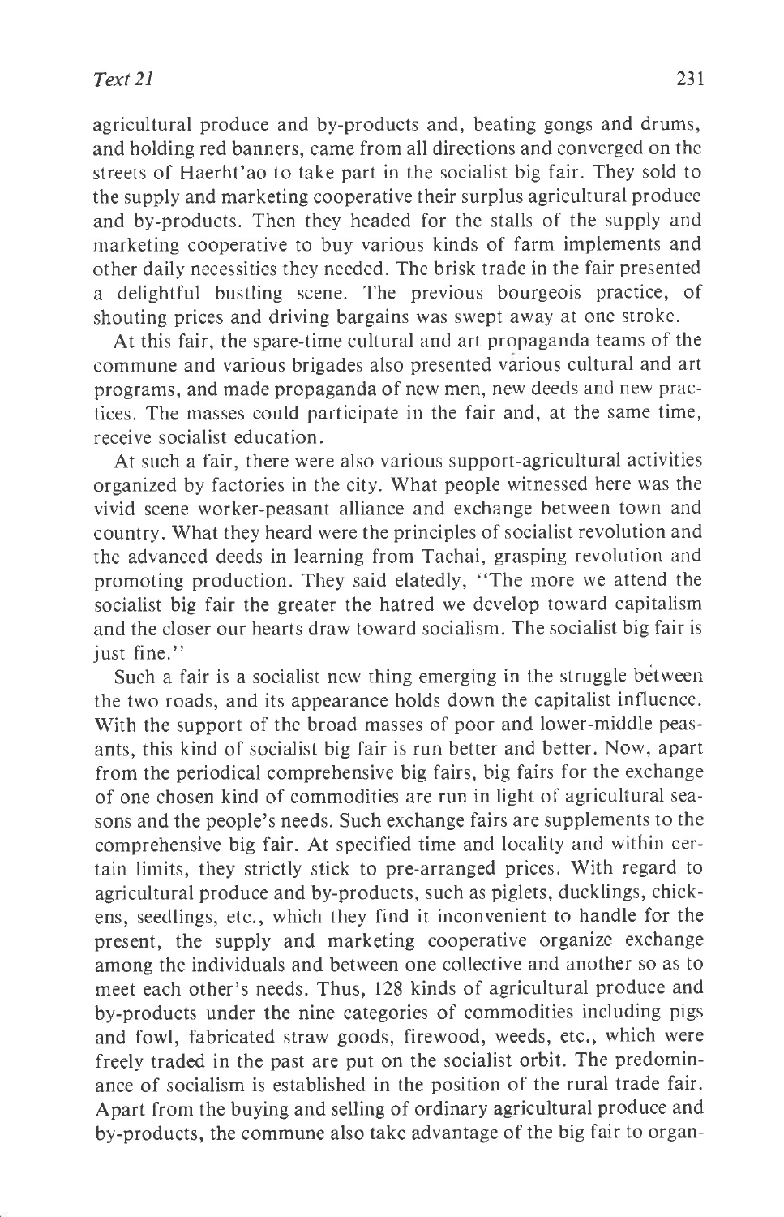agricultural produce and by-products and, beating gongs and drums, and holding red banners, came from all directions and converged on the streets of Haerht'ao to take part in the socialist big fair. They sold to the supply and marketing cooperative their surplus agricultural produce and by-products. Then they headed for the stalls of the supply and marketing cooperative to buy various kinds of farm implements and other daily necessities they needed. The brisk trade in the fair presented a delightful bustling scene. The previous bourgeois practice, of shouting prices and driving bargains was swept away at one stroke.

At this fair, the spare-time cultural and art propaganda teams of the commune and various brigades also presented various cultural and art programs, and made propaganda of new men, new deeds and new practices. The masses could participate in the fair and, at the same time, receive socialist education.

At such a fair, there were also various support-agricultural activities organized by factories in the city. What people witnessed here was the vivid scene worker-peasant alliance and exchange between town and country. What they heard were the principles of socialist revolution and the advanced deeds in learning from Tachai, grasping revolution and promoting production. They said elatedly, "The more we attend the socialist big fair the greater the hatred we develop toward capitalism and the closer our hearts draw toward socialism. The socialist big fair is just fine."

Such a fair is a socialist new thing emerging in the struggle between the two roads, and its appearance holds down the capitalist influence. With the support of the broad masses of poor and lower-middle peasants, this kind of socialist big fair is run better and better. Now, apart from the periodical comprehensive big fairs, big fairs for the exchange of one chosen kind of commodities are run in light of agricultural seasons and the people's needs. Such exchange fairs are supplements to the comprehensive big fair. At specified time and locality and within certain limits, they strictly stick to pre-arranged prices. With regard to agricultural produce and by-products, such as piglets, ducklings, chickens, seedlings, etc., which they find it inconvenient to handle for the present, the supply and marketing cooperative organize exchange among the individuals and between one collective and another so as to meet each other's needs. Thus, 128 kinds of agricultural produce and by-products under the nine categories of commodities including pigs and fowl, fabricated straw goods, firewood, weeds, etc., which were freely traded in the past are put on the socialist orbit. The predominance of socialism is established in the position of the rural trade fair. Apart from the buying and selling of ordinary agricultural produce and by-products, the commune also take advantage of the big fair to organ-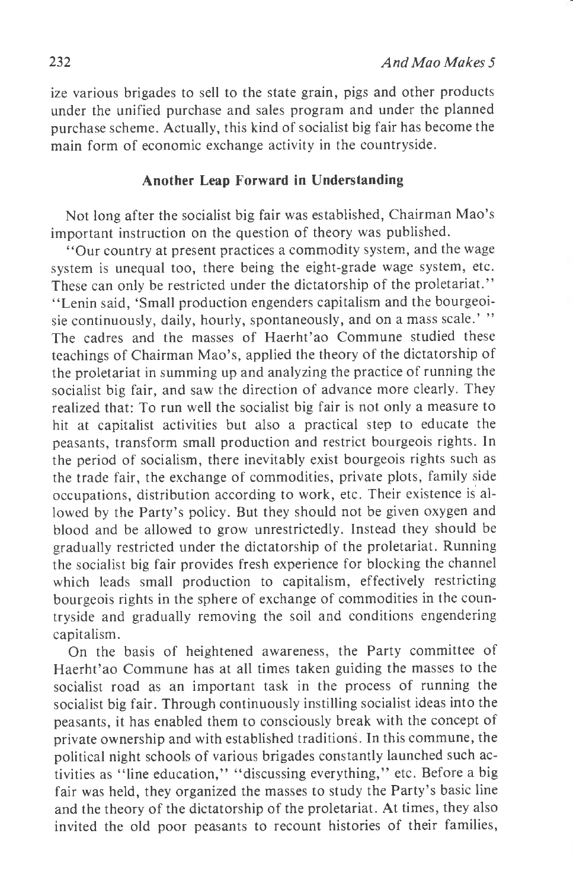ize various brigades to sell to the state grain, pigs and other products under the unified purchase and sales program and under the planned purchase scheme. Actually, this kind of socialist big fair has become the main form of economic exchange activity in the countryside.

### Another Leap Forward in Understanding

Not long after the socialist big fair was established, Chairman Mao's important instruction on the question of theory was published.

"Our country at present practices a commodity system, and the wage system is unequal too, there being the eight-grade wage system, etc. These can only be restricted under the dictatorship of the proletariat." "Lenin said, 'Small production engenders capitalism and the bourgeoisie continuously, daily, hourly, spontaneously, and on a mass scale.' " The cadres and the masses of Haerht'ao Commune studied these teachings of Chairman Mao's, applied the theory of the dictatorship of the proletariat in summing up and analyzing the practice of running the socialist big fair, and saw the direction of advance more clearly. They realized that: To run well the socialist big fair is not only a measure to hit at capitalist activities but also a practical step to educate the peasants, transform small production and restrict bourgeois rights. In the period of socialism, there inevitably exist bourgeois rights such as the trade fair, the exchange of commodities, private plots, family side occupations, distribution according to work, etc. Their existence is allowed by the Party's policy. But they should not be given oxygen and blood and be allowed to grow unrestrictedly. Instead they should be gradually restricted under the dictatorship of the proletariat. Running the socialist big fair provides fresh experience for blocking the channel which leads small production to capitalism, effectively restricting bourgeois rights in the sphere of exchange of commodities in the countryside and gradually removing the soil and conditions engendering capitalism.

On the basis of heightened awareness, the Party committee of Haerht'ao Commune has at all times taken guiding the masses to the socialist road as an important task in the process of running the socialist big fair. Through continuously instilling socialist ideas into the peasants, it has enabled them to consciously break with the concept of private ownership and with established traditions. In this commune, the political night schools of various brigades constantly launched such activities as "line education," "discussing everything," etc. Before a big fair was held, they organized the masses to study the Party's basic line and the theory of the dictatorship of the proletariat. At times, they also invited the old poor peasants to recount histories of their families,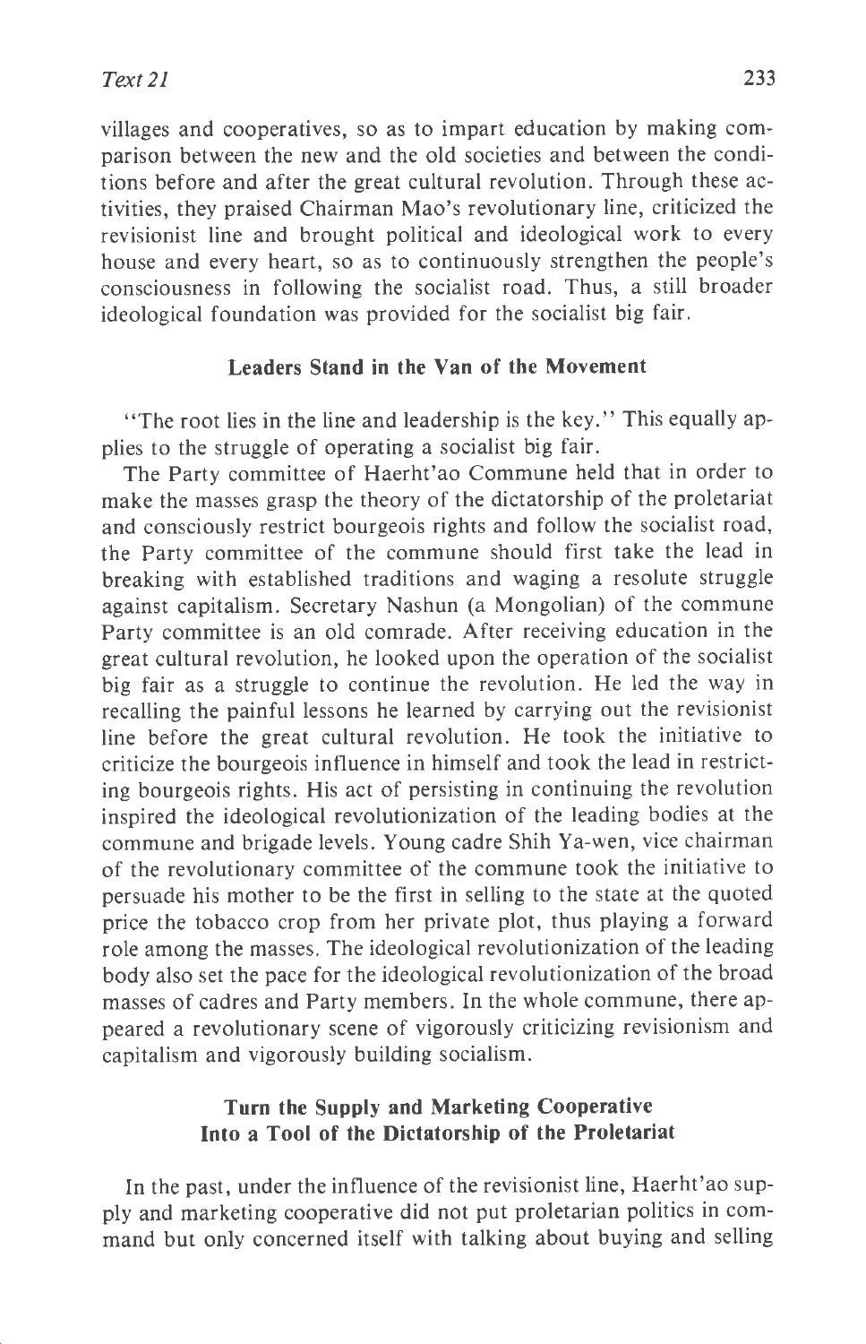villages and cooperatives, so as to impart education by making comparison between the new and the old societies and between the conditions before and after the great cultural revolution. Through these activities, they praised Chairman Mao's revolutionary line, criticized the revisionist line and brought political and ideological work to every house and every heart, so as to continuously strengthen the people's consciousness in following the socialist road. Thus, a still broader ideological foundation was provided for the socialist big fair.

### Leaders Stand in the Van of the Movement

"The root lies in the line and leadership is the key." This equally applies to the struggle of operating a socialist big fair.

The Party committee of Haerht'ao Commune held that in order to make the masses grasp the theory of the dictatorship of the proletariat and consciously restrict bourgeois rights and follow the socialist road, the Party committee of the commune should first take the lead in breaking with established traditions and waging a resolute struggle against capitalism. Secretary Nashun (a Mongolian) of the commune Party committee is an old comrade. After receiving education in the great cultural revolution, he looked upon the operation of the socialist big fair as a struggle to continue the revolution. He led the way in recalling the painful lessons he learned by carrying out the revisionist line before the great cultural revolution. He took the initiative to criticize the bourgeois influence in himself and took the lead in restricting bourgeois rights. His act of persisting in continuing the revolution inspired the ideological revolutionization of the leading bodies at the commune and brigade levels. Young cadre Shih Ya-wen, vice chairman of the revolutionary committee of the commune took the initiative to persuade his mother to be the first in selling to the state at the quoted price the tobacco crop from her private plot, thus playing a forward role among the masses. The ideological revolutionization of the leading body also set the pace for the ideological revolutionization of the broad masses of cadres and Party members. In the whole commune, there appeared a revolutionary scene of vigorously criticizing revisionism and capitalism and vigorously building socialism.

### Turn the Supply and Marketing Cooperative Into a Tool of the Dictatorship of the Proletariat

In the past, under the influence of the revisionist line, Haerht'ao supply and marketing cooperative did not put proletarian politics in command but only concerned itself with talking about buying and selling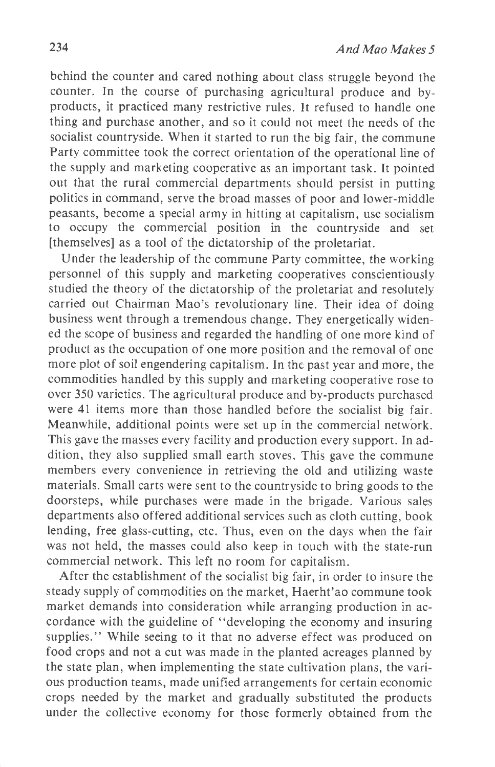behind the counter and cared nothing about class struggle beyond the counter. In the course of purchasing agricultural produce and by-products, it practiced many restrictive rules. It refused to handle one thing and purchase another, and so it could not meet the needs of the socialist countryside. When it started to run the big fair, the commune Party committee took the correct orientation of the operational line of the supply and marketing cooperative as an important task. It pointed out that the rural commercial departments should persist in putting politics in command, serve the broad masses of poor and lower-middle peasants, become a special army in hitting at capitalism, use socialism to occupy the commercial position in the countryside and set [themselves] as a tool of the dictatorship of the proletariat.

Under the leadership of the commune Party committee, the working personnel of this supply and marketing cooperatives conscientiously studied the theory of the dictatorship of the proletariat and resolutely carried out Chairman Mao's revolutionary line. Their idea of doing business went through a tremendous change. They energetically widened the scope of business and regarded the handling of one more kind of product as the occupation of one more position and the removal of one more plot of soil engendering capitalism. In the past year and more, the commodities handled by this supply and marketing cooperative rose to over 350 varieties. The agricultural produce and by-products purchased were 41 items more than those handled before the socialist big fair. Meanwhile, additional points were set up in the commercial network. This gave the masses every facility and production every support. In addition, they also supplied small earth stoves. This gave the commune members every convenience in retrieving the old and utilizing waste materials. Small carts were sent to the countryside to bring goods to the doorsteps, while purchases were made in the brigade. Various sales departments also offered additional services such as cloth cutting, book lending, free glass-cutting, etc. Thus, even on the days when the fair was not held, the masses could also keep in touch with the state-run commercial network. This left no room for capitalism.

After the establishment of the socialist big fair, in order to insure the steady supply of commodities on the market, Haerht'ao commune took market demands into consideration while arranging production in accordance with the guideline of "developing the economy and insuring supplies." While seeing to it that no adverse effect was produced on food crops and not a cut was made in the planted acreages planned by the state plan, when implementing the state cultivation plans, the various production teams, made unified arrangements for certain economic crops needed by the market and gradually substituted the products under the collective economy for those formerly obtained from the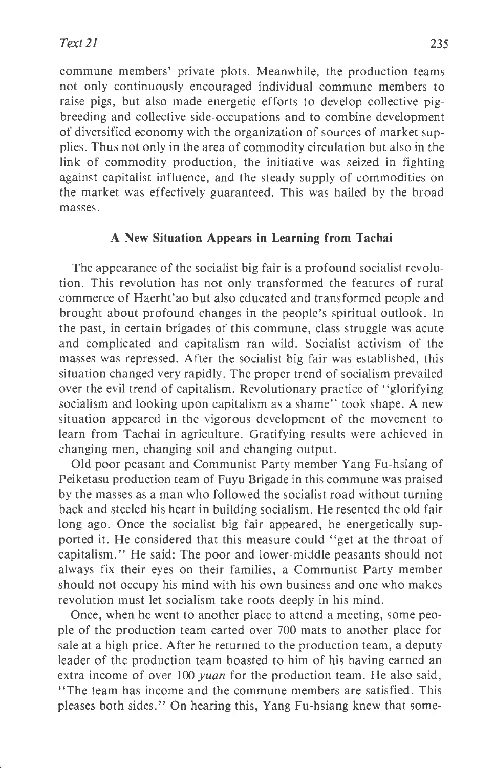commune members' private plots. Meanwhile, the production teams not only continuously encouraged individual commune members to raise pigs, but also made energetic efforts to develop collective pig-breeding and collective side-occupations and to combine development of diversified economy with the organization of sources of market supplies. Thus not only in the area of commodity circulation but also in the link of commodity production, the initiative was seized in fighting against capitalist influence, and the steady supply of commodities on the market was effectively guaranteed. This was hailed by the broad masses.

### A New Situation Appears in Learning from Tachai

The appearance of the socialist big fair is a profound socialist revolution. This revolution has not only transformed the features of rural commerce of Haerht'ao but also educated and transformed people and brought about profound changes in the people's spiritual outlook. In the past, in certain brigades of this commune, class struggle was acute and complicated and capitalism ran wild. Socialist activism of the masses was repressed. After the socialist big fair was established, this situation changed very rapidly. The proper trend of socialism prevailed over the evil trend of capitalism. Revolutionary practice of "glorifying socialism and looking upon capitalism as a shame" took shape. A new situation appeared in the vigorous development of the movement to learn from Tachai in agriculture. Gratifying results were achieved in changing men, changing soil and changing output.

Old poor peasant and Communist Party member Yang Fu-hsiang of Peiketasu production team of Fuyu Brigade in this commune was praised by the masses as a man who followed the socialist road without turning back and steeled his heart in building socialism. He resented the old fair long ago. Once the socialist big fair appeared, he energetically supported it. He considered that this measure could "get at the throat of capitalism." He said: The poor and lower-middle peasants should not always fix their eyes on their families, a Communist Party member should not occupy his mind with his own business and one who makes revolution must let socialism take roots deeply in his mind.

Once, when he went to another place to attend a meeting, some people of the production team carted over 700 mats to another place for sale at a high price. After he returned to the production team, a deputy leader of the production team boasted to him of his having earned an extra income of over 100 *yuan* for the production team. He also said, "The team has income and the commune members are satisfied. This pleases both sides." On hearing this, Yang Fu-hsiang knew that some-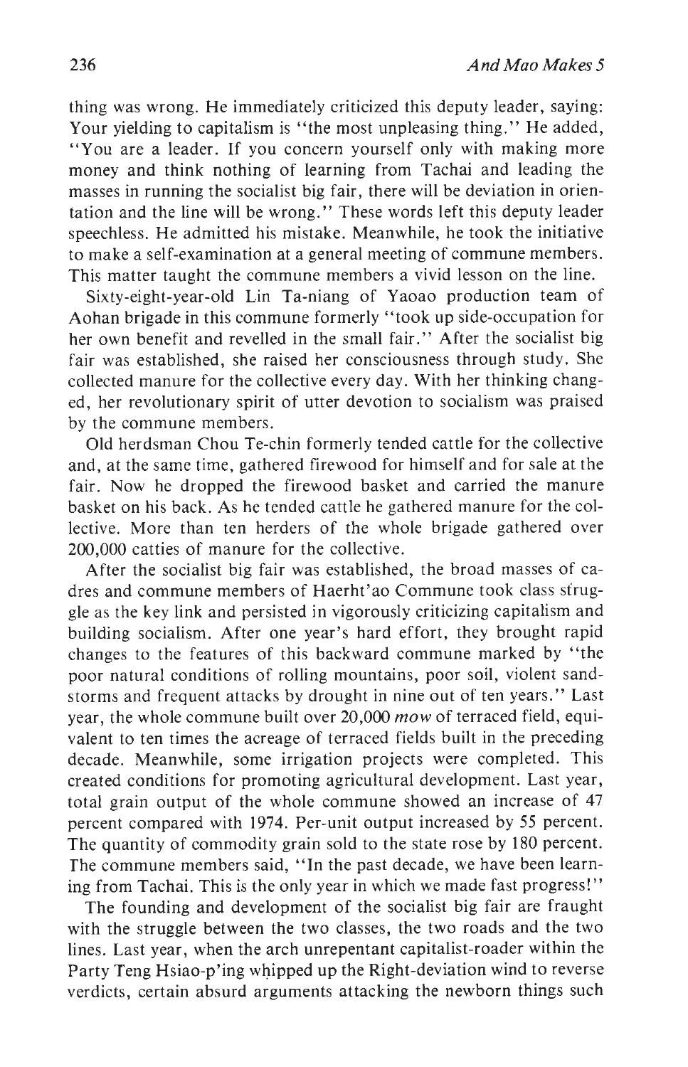thing was wrong. He immediately criticized this deputy leader, saying: Your yielding to capitalism is "the most unpleasing thing." He added, "You are a leader. If you concern yourself only with making more money and think nothing of learning from Tachai and leading the masses in running the socialist big fair, there will be deviation in orientation and the line will be wrong." These words left this deputy leader speechless. He admitted his mistake. Meanwhile, he took the initiative to make a self-examination at a general meeting of commune members. This matter taught the commune members a vivid lesson on the line.

Sixty-eight-year-old Lin Ta-niang of Yaoao production team of Aohan brigade in this commune formerly "took up side-occupation for her own benefit and revelled in the small fair." After the socialist big fair was established, she raised her consciousness through study. She collected manure for the collective every day. With her thinking changed, her revolutionary spirit of utter devotion to socialism was praised by the commune members.

Old herdsman Chou Te-chin formerly tended cattle for the collective and, at the same time, gathered firewood for himself and for sale at the fair. Now he dropped the firewood basket and carried the manure basket on his back. As he tended cattle he gathered manure for the collective. More than ten herders of the whole brigade gathered over 200,000 catties of manure for the collective.

After the socialist big fair was established, the broad masses of cadres and commune members of Haerht'ao Commune took class struggle as the key link and persisted in vigorously criticizing capitalism and building socialism. After one year's hard effort, they brought rapid changes to the features of this backward commune marked by "the poor natural conditions of rolling mountains, poor soil, violent sandstorms and frequent attacks by drought in nine out of ten years." Last year, the whole commune built over 20,000 *mow* of terraced field, equivalent to ten times the acreage of terraced fields built in the preceding decade. Meanwhile, some irrigation projects were completed. This created conditions for promoting agricultural development. Last year, total grain output of the whole commune showed an increase of 47 percent compared with 1974. Per-unit output increased by 55 percent. The quantity of commodity grain sold to the state rose by 180 percent. The commune members said, "In the past decade, we have been learning from Tachai. This is the only year in which we made fast progress!"

The founding and development of the socialist big fair are fraught with the struggle between the two classes, the two roads and the two lines. Last year, when the arch unrepentant capitalist-roader within the Party Teng Hsiao-p'ing whipped up the Right-deviation wind to reverse verdicts, certain absurd arguments attacking the newborn things such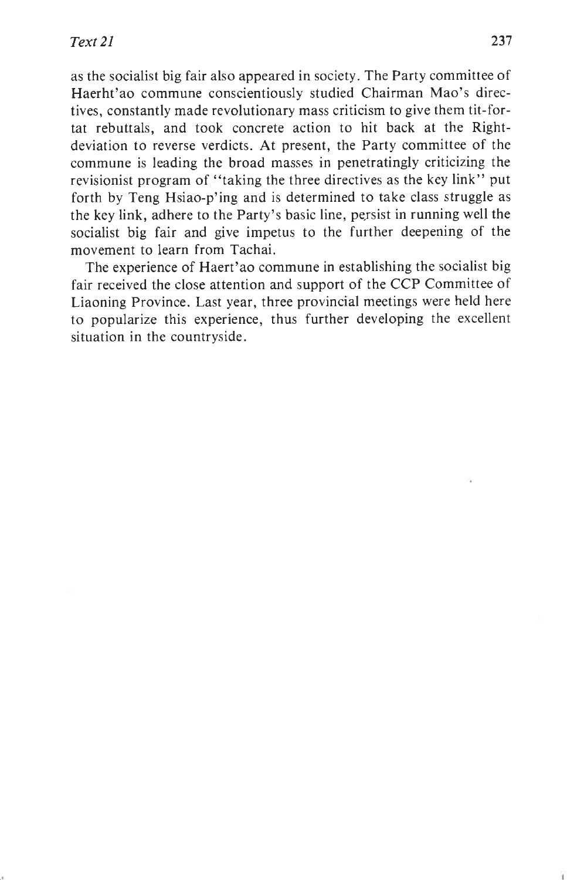as the socialist big fair also appeared in society. The Party committee of Haerht'ao commune conscientiously studied Chairman Mao's directives, constantly made revolutionary mass criticism to give them tit-for-tat rebuttals, and took concrete action to hit back at the Right-deviation to reverse verdicts. At present, the Party committee of the commune is leading the broad masses in penetratingly criticizing the revisionist program of "taking the three directives as the key link" put forth by Teng Hsiao-p'ing and is determined to take class struggle as the key link, adhere to the Party's basic line, persist in running well the socialist big fair and give impetus to the further deepening of the movement to learn from Tachai.

The experience of Haert'ao commune in establishing the socialist big fair received the close attention and support of the CCP Committee of Liaoning Province. Last year, three provincial meetings were held here to popularize this experience, thus further developing the excellent situation in the countryside.